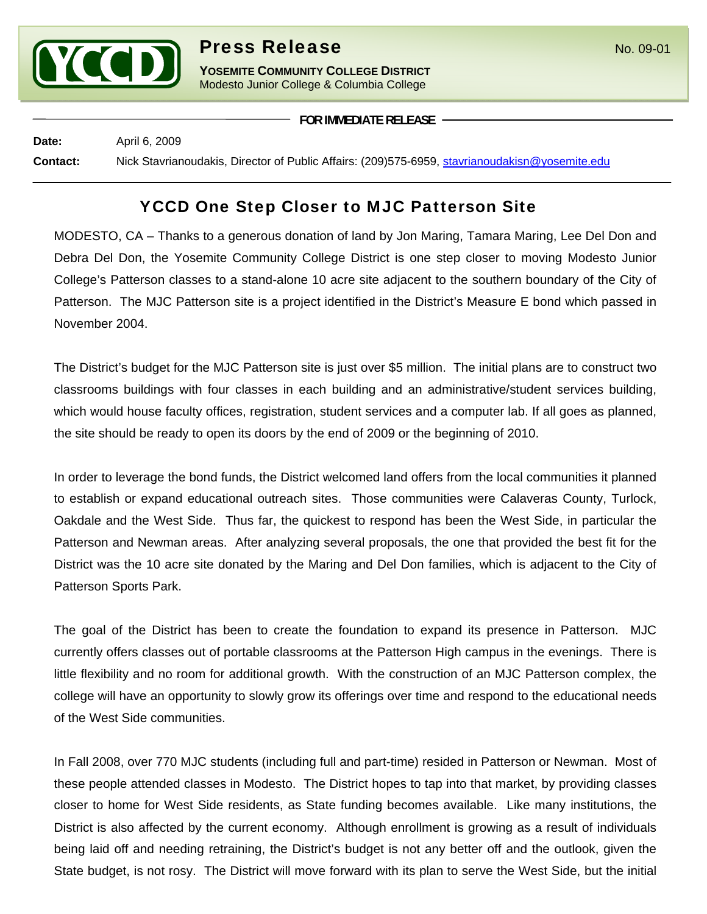# Press Release

No. 09-01

**YOSEMITE COMMUNITY COLLEGE DISTRICT**
Modesto Junior College & Columbia College

**FOR IMMEDIATE RELEASE**

**Date:** April 6, 2009

**Contact:** Nick Stavrianoudakis, Director of Public Affairs: (209)575-6959, stavrianoudakisn@yosemite.edu

## YCCD One Step Closer to MJC Patterson Site

MODESTO, CA – Thanks to a generous donation of land by Jon Maring, Tamara Maring, Lee Del Don and Debra Del Don, the Yosemite Community College District is one step closer to moving Modesto Junior College's Patterson classes to a stand-alone 10 acre site adjacent to the southern boundary of the City of Patterson. The MJC Patterson site is a project identified in the District's Measure E bond which passed in November 2004.

The District's budget for the MJC Patterson site is just over $5 million. The initial plans are to construct two classrooms buildings with four classes in each building and an administrative/student services building, which would house faculty offices, registration, student services and a computer lab. If all goes as planned, the site should be ready to open its doors by the end of 2009 or the beginning of 2010.

In order to leverage the bond funds, the District welcomed land offers from the local communities it planned to establish or expand educational outreach sites. Those communities were Calaveras County, Turlock, Oakdale and the West Side. Thus far, the quickest to respond has been the West Side, in particular the Patterson and Newman areas. After analyzing several proposals, the one that provided the best fit for the District was the 10 acre site donated by the Maring and Del Don families, which is adjacent to the City of Patterson Sports Park.

The goal of the District has been to create the foundation to expand its presence in Patterson. MJC currently offers classes out of portable classrooms at the Patterson High campus in the evenings. There is little flexibility and no room for additional growth. With the construction of an MJC Patterson complex, the college will have an opportunity to slowly grow its offerings over time and respond to the educational needs of the West Side communities.

In Fall 2008, over 770 MJC students (including full and part-time) resided in Patterson or Newman. Most of these people attended classes in Modesto. The District hopes to tap into that market, by providing classes closer to home for West Side residents, as State funding becomes available. Like many institutions, the District is also affected by the current economy. Although enrollment is growing as a result of individuals being laid off and needing retraining, the District's budget is not any better off and the outlook, given the State budget, is not rosy. The District will move forward with its plan to serve the West Side, but the initial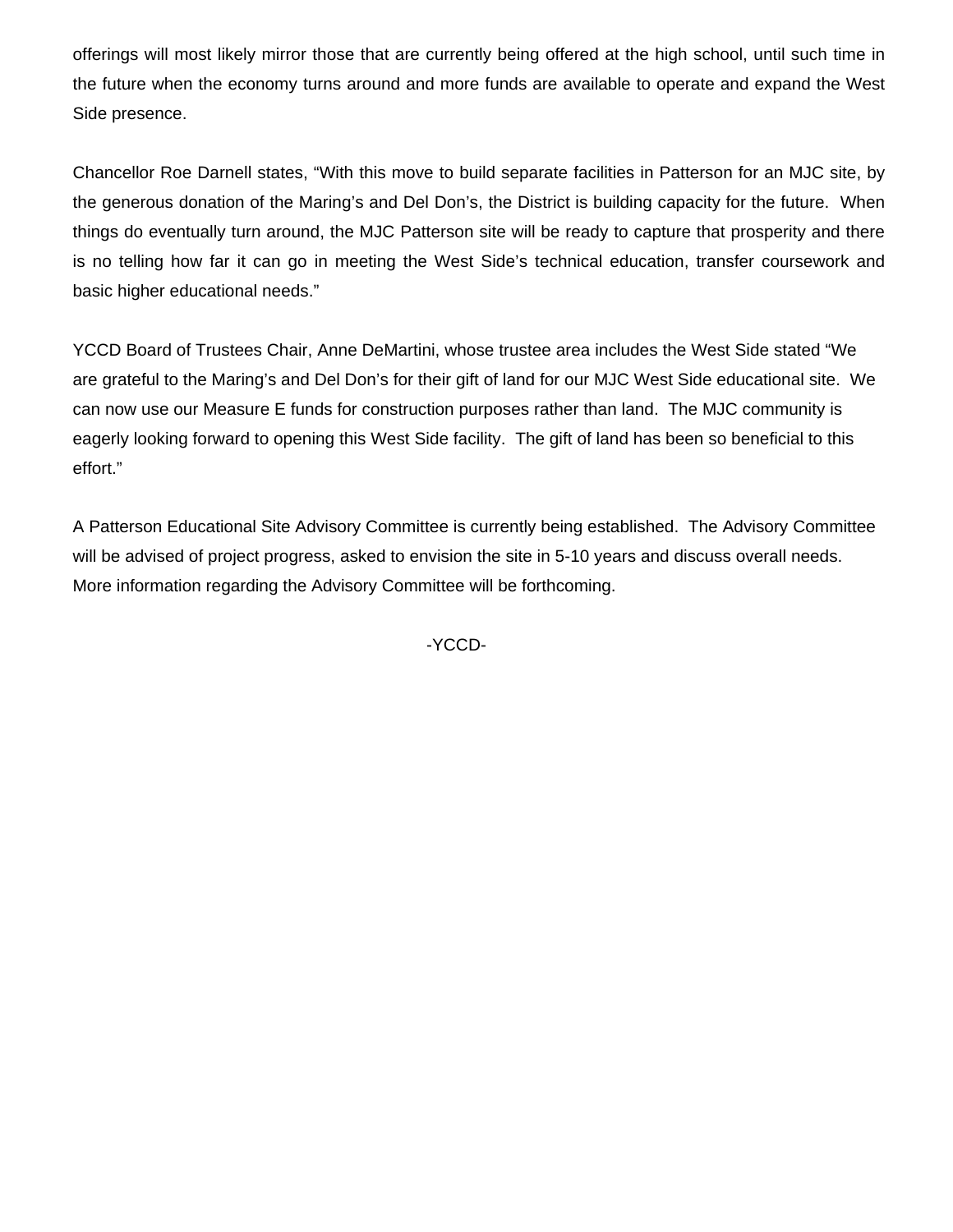offerings will most likely mirror those that are currently being offered at the high school, until such time in the future when the economy turns around and more funds are available to operate and expand the West Side presence.

Chancellor Roe Darnell states, "With this move to build separate facilities in Patterson for an MJC site, by the generous donation of the Maring's and Del Don's, the District is building capacity for the future. When things do eventually turn around, the MJC Patterson site will be ready to capture that prosperity and there is no telling how far it can go in meeting the West Side's technical education, transfer coursework and basic higher educational needs."

YCCD Board of Trustees Chair, Anne DeMartini, whose trustee area includes the West Side stated "We are grateful to the Maring's and Del Don's for their gift of land for our MJC West Side educational site. We can now use our Measure E funds for construction purposes rather than land. The MJC community is eagerly looking forward to opening this West Side facility. The gift of land has been so beneficial to this effort."

A Patterson Educational Site Advisory Committee is currently being established. The Advisory Committee will be advised of project progress, asked to envision the site in 5-10 years and discuss overall needs. More information regarding the Advisory Committee will be forthcoming.

-YCCD-